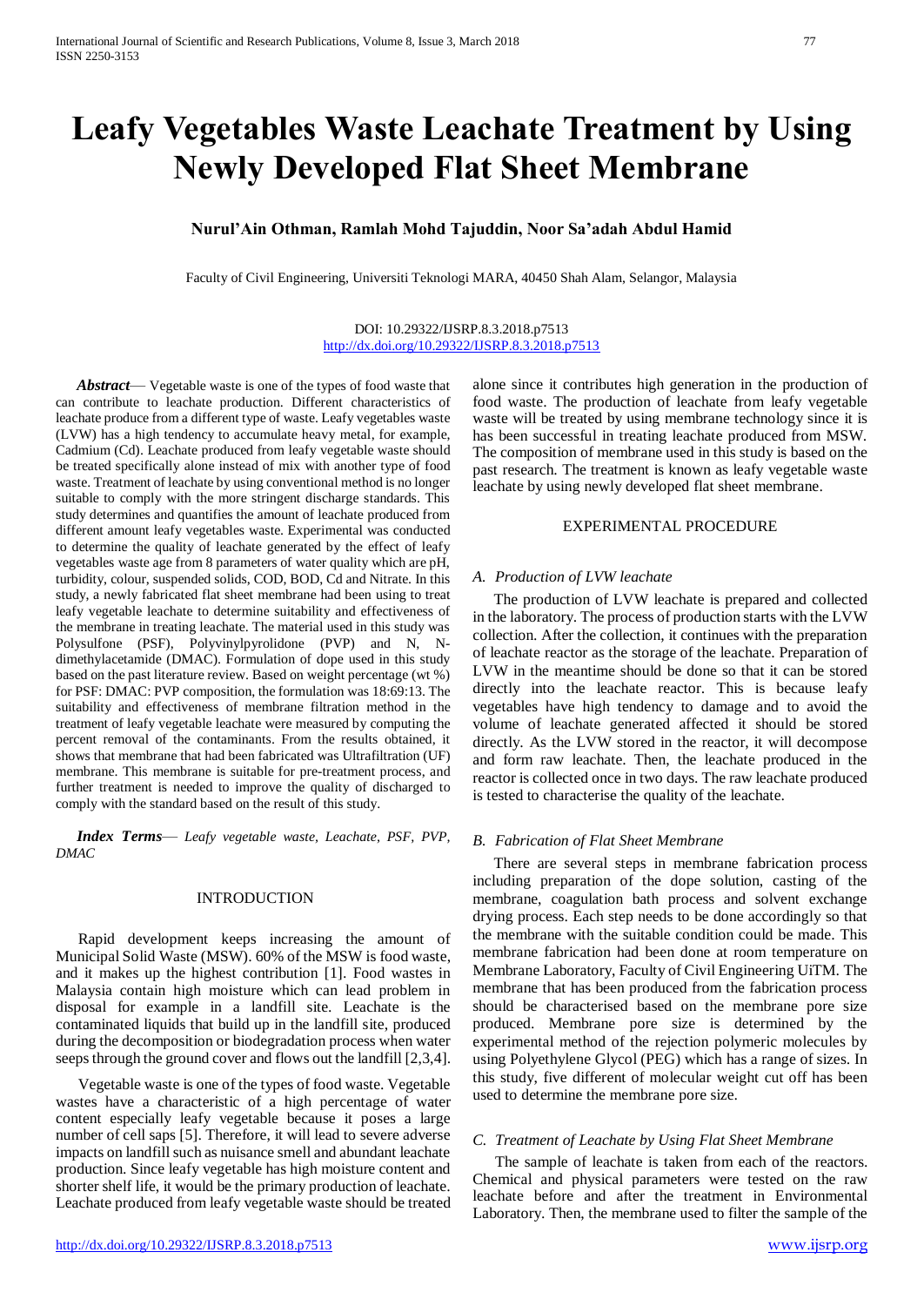# Leafy Vegetables Waste Leachate Treatment by Using Newly Developed Flat Sheet Membrane

**Nurul'Ain Othman, Ramlah Mohd Tajuddin, Noor Sa'adah Abdul Hamid**

Faculty of Civil Engineering, Universiti Teknologi MARA, 40450 Shah Alam, Selangor, Malaysia

DOI: 10.29322/IJSRP.8.3.2018.p7513
http://dx.doi.org/10.29322/IJSRP.8.3.2018.p7513

***Abstract***— Vegetable waste is one of the types of food waste that can contribute to leachate production. Different characteristics of leachate produce from a different type of waste. Leafy vegetables waste (LVW) has a high tendency to accumulate heavy metal, for example, Cadmium (Cd). Leachate produced from leafy vegetable waste should be treated specifically alone instead of mix with another type of food waste. Treatment of leachate by using conventional method is no longer suitable to comply with the more stringent discharge standards. This study determines and quantifies the amount of leachate produced from different amount leafy vegetables waste. Experimental was conducted to determine the quality of leachate generated by the effect of leafy vegetables waste age from 8 parameters of water quality which are pH, turbidity, colour, suspended solids, COD, BOD, Cd and Nitrate. In this study, a newly fabricated flat sheet membrane had been using to treat leafy vegetable leachate to determine suitability and effectiveness of the membrane in treating leachate. The material used in this study was Polysulfone (PSF), Polyvinylpyrolidone (PVP) and N, N-dimethylacetamide (DMAC). Formulation of dope used in this study based on the past literature review. Based on weight percentage (wt %) for PSF: DMAC: PVP composition, the formulation was 18:69:13. The suitability and effectiveness of membrane filtration method in the treatment of leafy vegetable leachate were measured by computing the percent removal of the contaminants. From the results obtained, it shows that membrane that had been fabricated was Ultrafiltration (UF) membrane. This membrane is suitable for pre-treatment process, and further treatment is needed to improve the quality of discharged to comply with the standard based on the result of this study.

***Index Terms***— *Leafy vegetable waste, Leachate, PSF, PVP, DMAC*

## INTRODUCTION

Rapid development keeps increasing the amount of Municipal Solid Waste (MSW). 60% of the MSW is food waste, and it makes up the highest contribution [1]. Food wastes in Malaysia contain high moisture which can lead problem in disposal for example in a landfill site. Leachate is the contaminated liquids that build up in the landfill site, produced during the decomposition or biodegradation process when water seeps through the ground cover and flows out the landfill [2,3,4].

Vegetable waste is one of the types of food waste. Vegetable wastes have a characteristic of a high percentage of water content especially leafy vegetable because it poses a large number of cell saps [5]. Therefore, it will lead to severe adverse impacts on landfill such as nuisance smell and abundant leachate production. Since leafy vegetable has high moisture content and shorter shelf life, it would be the primary production of leachate. Leachate produced from leafy vegetable waste should be treated alone since it contributes high generation in the production of food waste. The production of leachate from leafy vegetable waste will be treated by using membrane technology since it is has been successful in treating leachate produced from MSW. The composition of membrane used in this study is based on the past research. The treatment is known as leafy vegetable waste leachate by using newly developed flat sheet membrane.

## EXPERIMENTAL PROCEDURE

### *A. Production of LVW leachate*

The production of LVW leachate is prepared and collected in the laboratory. The process of production starts with the LVW collection. After the collection, it continues with the preparation of leachate reactor as the storage of the leachate. Preparation of LVW in the meantime should be done so that it can be stored directly into the leachate reactor. This is because leafy vegetables have high tendency to damage and to avoid the volume of leachate generated affected it should be stored directly. As the LVW stored in the reactor, it will decompose and form raw leachate. Then, the leachate produced in the reactor is collected once in two days. The raw leachate produced is tested to characterise the quality of the leachate.

### *B. Fabrication of Flat Sheet Membrane*

There are several steps in membrane fabrication process including preparation of the dope solution, casting of the membrane, coagulation bath process and solvent exchange drying process. Each step needs to be done accordingly so that the membrane with the suitable condition could be made. This membrane fabrication had been done at room temperature on Membrane Laboratory, Faculty of Civil Engineering UiTM. The membrane that has been produced from the fabrication process should be characterised based on the membrane pore size produced. Membrane pore size is determined by the experimental method of the rejection polymeric molecules by using Polyethylene Glycol (PEG) which has a range of sizes. In this study, five different of molecular weight cut off has been used to determine the membrane pore size.

### *C. Treatment of Leachate by Using Flat Sheet Membrane*

The sample of leachate is taken from each of the reactors. Chemical and physical parameters were tested on the raw leachate before and after the treatment in Environmental Laboratory. Then, the membrane used to filter the sample of the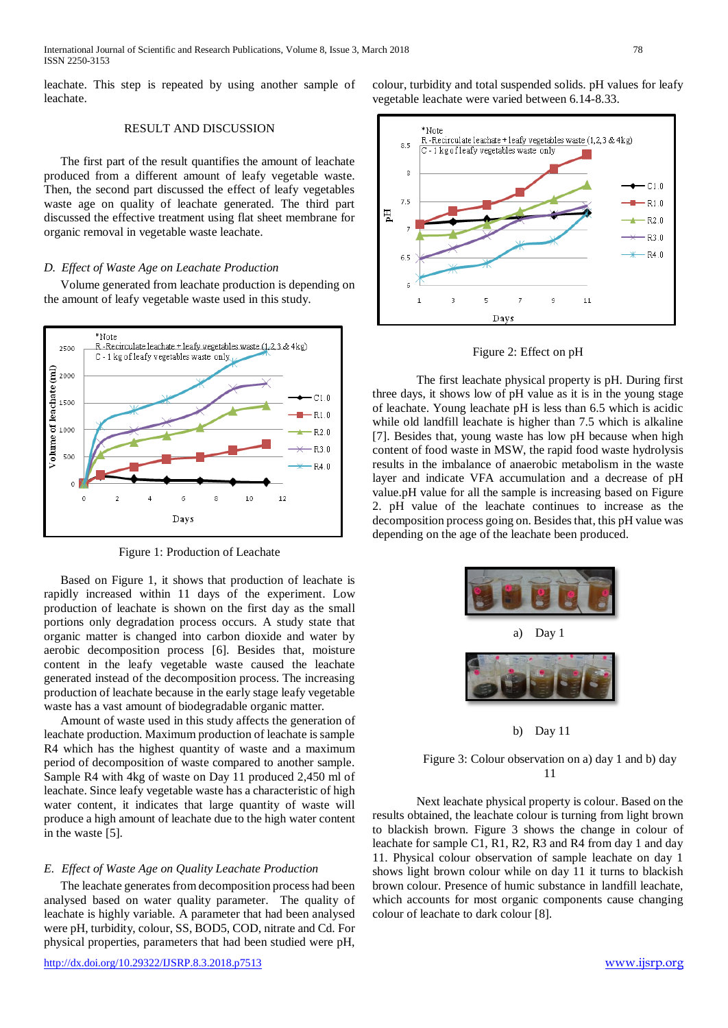leachate. This step is repeated by using another sample of leachate.

## RESULT AND DISCUSSION

The first part of the result quantifies the amount of leachate produced from a different amount of leafy vegetable waste. Then, the second part discussed the effect of leafy vegetables waste age on quality of leachate generated. The third part discussed the effective treatment using flat sheet membrane for organic removal in vegetable waste leachate.

### *D. Effect of Waste Age on Leachate Production*

Volume generated from leachate production is depending on the amount of leafy vegetable waste used in this study.

Figure 1: Production of Leachate

Based on Figure 1, it shows that production of leachate is rapidly increased within 11 days of the experiment. Low production of leachate is shown on the first day as the small portions only degradation process occurs. A study state that organic matter is changed into carbon dioxide and water by aerobic decomposition process [6]. Besides that, moisture content in the leafy vegetable waste caused the leachate generated instead of the decomposition process. The increasing production of leachate because in the early stage leafy vegetable waste has a vast amount of biodegradable organic matter.

Amount of waste used in this study affects the generation of leachate production. Maximum production of leachate is sample R4 which has the highest quantity of waste and a maximum period of decomposition of waste compared to another sample. Sample R4 with 4kg of waste on Day 11 produced 2,450 ml of leachate. Since leafy vegetable waste has a characteristic of high water content, it indicates that large quantity of waste will produce a high amount of leachate due to the high water content in the waste [5].

### *E. Effect of Waste Age on Quality Leachate Production*

The leachate generates from decomposition process had been analysed based on water quality parameter. The quality of leachate is highly variable. A parameter that had been analysed were pH, turbidity, colour, SS, BOD5, COD, nitrate and Cd. For physical properties, parameters that had been studied were pH, colour, turbidity and total suspended solids. pH values for leafy vegetable leachate were varied between 6.14-8.33.

Figure 2: Effect on pH

The first leachate physical property is pH. During first three days, it shows low of pH value as it is in the young stage of leachate. Young leachate pH is less than 6.5 which is acidic while old landfill leachate is higher than 7.5 which is alkaline [7]. Besides that, young waste has low pH because when high content of food waste in MSW, the rapid food waste hydrolysis results in the imbalance of anaerobic metabolism in the waste layer and indicate VFA accumulation and a decrease of pH value.pH value for all the sample is increasing based on Figure 2. pH value of the leachate continues to increase as the decomposition process going on. Besides that, this pH value was depending on the age of the leachate been produced.

a) Day 1

b) Day 11

Figure 3: Colour observation on a) day 1 and b) day 11

Next leachate physical property is colour. Based on the results obtained, the leachate colour is turning from light brown to blackish brown. Figure 3 shows the change in colour of leachate for sample C1, R1, R2, R3 and R4 from day 1 and day 11. Physical colour observation of sample leachate on day 1 shows light brown colour while on day 11 it turns to blackish brown colour. Presence of humic substance in landfill leachate, which accounts for most organic components cause changing colour of leachate to dark colour [8].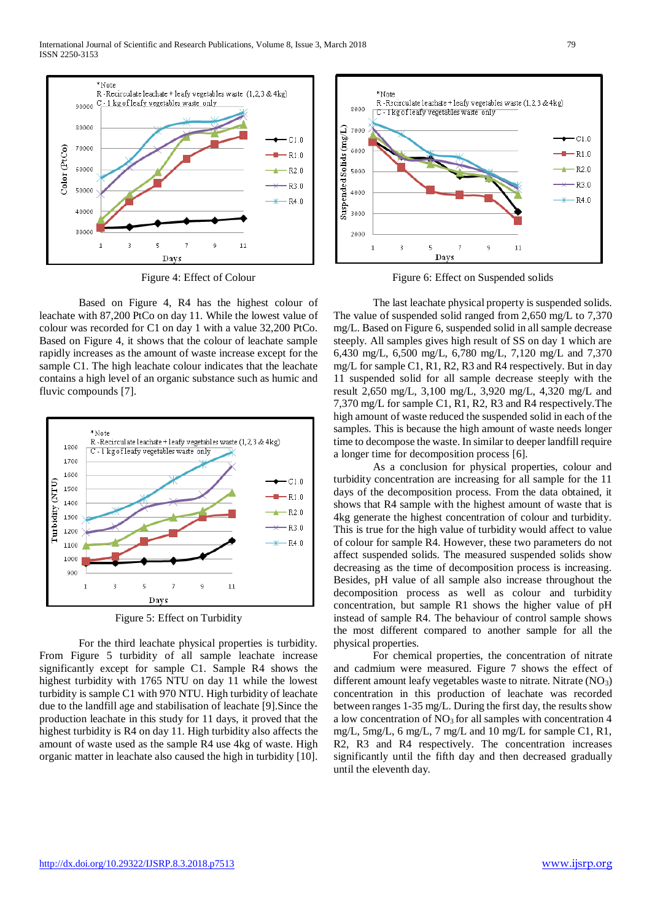Figure 4: Effect of Colour

Based on Figure 4, R4 has the highest colour of leachate with 87,200 PtCo on day 11. While the lowest value of colour was recorded for C1 on day 1 with a value 32,200 PtCo. Based on Figure 4, it shows that the colour of leachate sample rapidly increases as the amount of waste increase except for the sample C1. The high leachate colour indicates that the leachate contains a high level of an organic substance such as humic and fluvic compounds [7].

Figure 5: Effect on Turbidity

For the third leachate physical properties is turbidity. From Figure 5 turbidity of all sample leachate increase significantly except for sample C1. Sample R4 shows the highest turbidity with 1765 NTU on day 11 while the lowest turbidity is sample C1 with 970 NTU. High turbidity of leachate due to the landfill age and stabilisation of leachate [9].Since the production leachate in this study for 11 days, it proved that the highest turbidity is R4 on day 11. High turbidity also affects the amount of waste used as the sample R4 use 4kg of waste. High organic matter in leachate also caused the high in turbidity [10].

Figure 6: Effect on Suspended solids

The last leachate physical property is suspended solids. The value of suspended solid ranged from 2,650 mg/L to 7,370 mg/L. Based on Figure 6, suspended solid in all sample decrease steeply. All samples gives high result of SS on day 1 which are 6,430 mg/L, 6,500 mg/L, 6,780 mg/L, 7,120 mg/L and 7,370 mg/L for sample C1, R1, R2, R3 and R4 respectively. But in day 11 suspended solid for all sample decrease steeply with the result 2,650 mg/L, 3,100 mg/L, 3,920 mg/L, 4,320 mg/L and 7,370 mg/L for sample C1, R1, R2, R3 and R4 respectively.The high amount of waste reduced the suspended solid in each of the samples. This is because the high amount of waste needs longer time to decompose the waste. In similar to deeper landfill require a longer time for decomposition process [6].

As a conclusion for physical properties, colour and turbidity concentration are increasing for all sample for the 11 days of the decomposition process. From the data obtained, it shows that R4 sample with the highest amount of waste that is 4kg generate the highest concentration of colour and turbidity. This is true for the high value of turbidity would affect to value of colour for sample R4. However, these two parameters do not affect suspended solids. The measured suspended solids show decreasing as the time of decomposition process is increasing. Besides, pH value of all sample also increase throughout the decomposition process as well as colour and turbidity concentration, but sample R1 shows the higher value of pH instead of sample R4. The behaviour of control sample shows the most different compared to another sample for all the physical properties.

For chemical properties, the concentration of nitrate and cadmium were measured. Figure 7 shows the effect of different amount leafy vegetables waste to nitrate. Nitrate ($NO_3$) concentration in this production of leachate was recorded between ranges 1-35 mg/L. During the first day, the results show a low concentration of $NO_3$ for all samples with concentration 4 mg/L, 5mg/L, 6 mg/L, 7 mg/L and 10 mg/L for sample C1, R1, R2, R3 and R4 respectively. The concentration increases significantly until the fifth day and then decreased gradually until the eleventh day.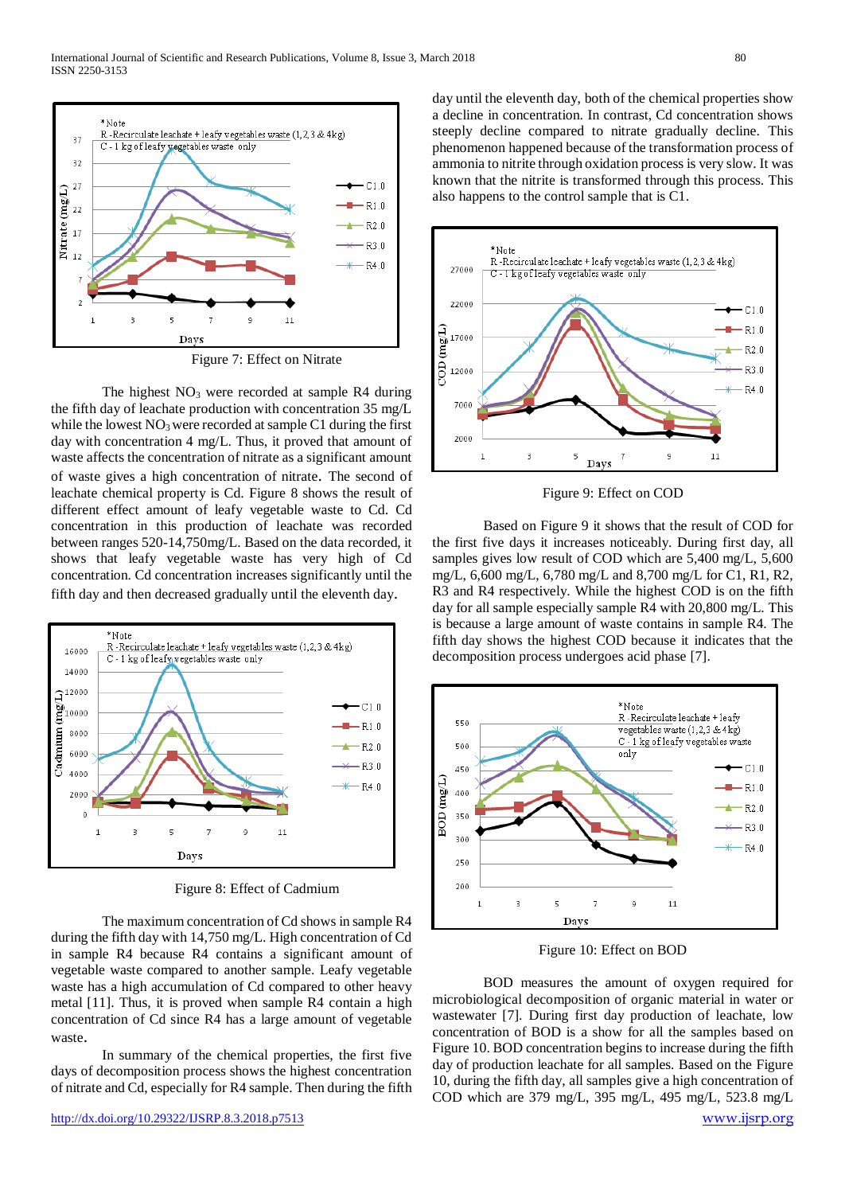Figure 7: Effect on Nitrate

The highest $NO_3$ were recorded at sample R4 during the fifth day of leachate production with concentration 35 mg/L while the lowest $NO_3$ were recorded at sample C1 during the first day with concentration 4 mg/L. Thus, it proved that amount of waste affects the concentration of nitrate as a significant amount of waste gives a high concentration of nitrate. The second of leachate chemical property is Cd. Figure 8 shows the result of different effect amount of leafy vegetable waste to Cd. Cd concentration in this production of leachate was recorded between ranges 520-14,750mg/L. Based on the data recorded, it shows that leafy vegetable waste has very high of Cd concentration. Cd concentration increases significantly until the fifth day and then decreased gradually until the eleventh day.

Figure 8: Effect of Cadmium

The maximum concentration of Cd shows in sample R4 during the fifth day with 14,750 mg/L. High concentration of Cd in sample R4 because R4 contains a significant amount of vegetable waste compared to another sample. Leafy vegetable waste has a high accumulation of Cd compared to other heavy metal [11]. Thus, it is proved when sample R4 contain a high concentration of Cd since R4 has a large amount of vegetable waste.

In summary of the chemical properties, the first five days of decomposition process shows the highest concentration of nitrate and Cd, especially for R4 sample. Then during the fifth day until the eleventh day, both of the chemical properties show a decline in concentration. In contrast, Cd concentration shows steeply decline compared to nitrate gradually decline. This phenomenon happened because of the transformation process of ammonia to nitrite through oxidation process is very slow. It was known that the nitrite is transformed through this process. This also happens to the control sample that is C1.

Figure 9: Effect on COD

Based on Figure 9 it shows that the result of COD for the first five days it increases noticeably. During first day, all samples gives low result of COD which are 5,400 mg/L, 5,600 mg/L, 6,600 mg/L, 6,780 mg/L and 8,700 mg/L for C1, R1, R2, R3 and R4 respectively. While the highest COD is on the fifth day for all sample especially sample R4 with 20,800 mg/L. This is because a large amount of waste contains in sample R4. The fifth day shows the highest COD because it indicates that the decomposition process undergoes acid phase [7].

Figure 10: Effect on BOD

BOD measures the amount of oxygen required for microbiological decomposition of organic material in water or wastewater [7]. During first day production of leachate, low concentration of BOD is a show for all the samples based on Figure 10. BOD concentration begins to increase during the fifth day of production leachate for all samples. Based on the Figure 10, during the fifth day, all samples give a high concentration of COD which are 379 mg/L, 395 mg/L, 495 mg/L, 523.8 mg/L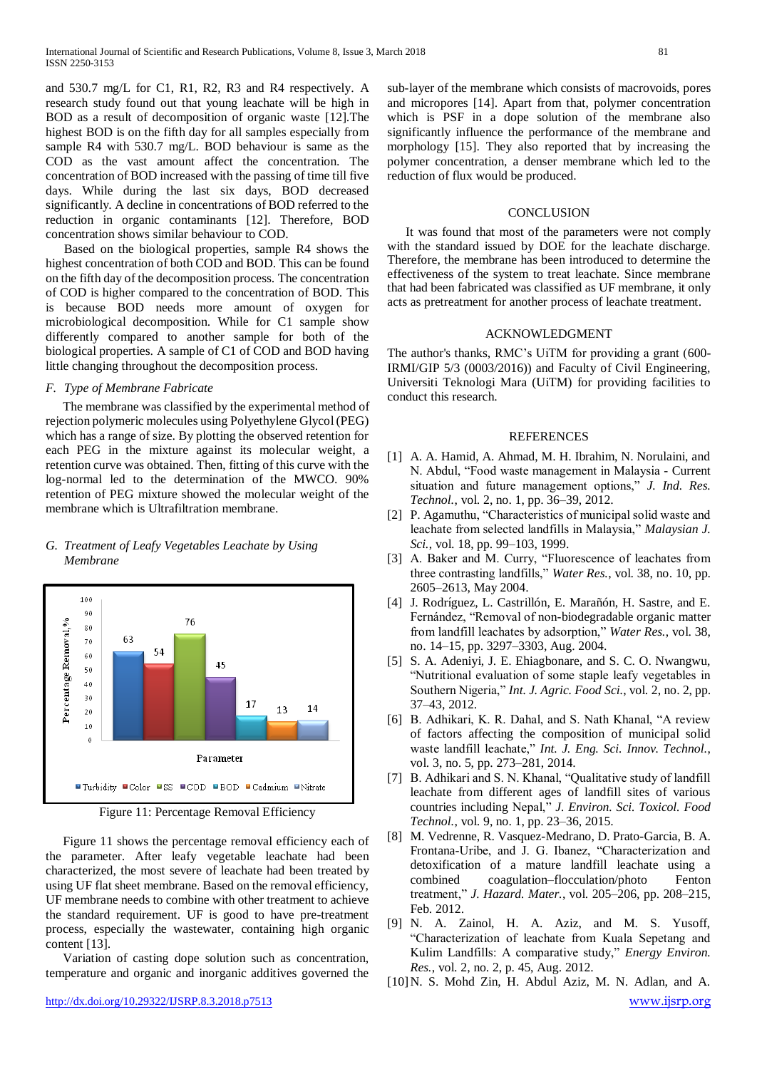and 530.7 mg/L for C1, R1, R2, R3 and R4 respectively. A research study found out that young leachate will be high in BOD as a result of decomposition of organic waste [12].The highest BOD is on the fifth day for all samples especially from sample R4 with 530.7 mg/L. BOD behaviour is same as the COD as the vast amount affect the concentration. The concentration of BOD increased with the passing of time till five days. While during the last six days, BOD decreased significantly. A decline in concentrations of BOD referred to the reduction in organic contaminants [12]. Therefore, BOD concentration shows similar behaviour to COD.

Based on the biological properties, sample R4 shows the highest concentration of both COD and BOD. This can be found on the fifth day of the decomposition process. The concentration of COD is higher compared to the concentration of BOD. This is because BOD needs more amount of oxygen for microbiological decomposition. While for C1 sample show differently compared to another sample for both of the biological properties. A sample of C1 of COD and BOD having little changing throughout the decomposition process.

### *F. Type of Membrane Fabricate*

The membrane was classified by the experimental method of rejection polymeric molecules using Polyethylene Glycol (PEG) which has a range of size. By plotting the observed retention for each PEG in the mixture against its molecular weight, a retention curve was obtained. Then, fitting of this curve with the log-normal led to the determination of the MWCO. 90% retention of PEG mixture showed the molecular weight of the membrane which is Ultrafiltration membrane.

### *G. Treatment of Leafy Vegetables Leachate by Using Membrane*

| Parameter | Percentage Removal, % |
|---|---|
| Turbidity | 63 |
| Color | 54 |
| SS | 76 |
| COD | 45 |
| BOD | 17 |
| Cadmium | 13 |
| Nitrate | 14 |

Figure 11: Percentage Removal Efficiency

Figure 11 shows the percentage removal efficiency each of the parameter. After leafy vegetable leachate had been characterized, the most severe of leachate had been treated by using UF flat sheet membrane. Based on the removal efficiency, UF membrane needs to combine with other treatment to achieve the standard requirement. UF is good to have pre-treatment process, especially the wastewater, containing high organic content [13].

Variation of casting dope solution such as concentration, temperature and organic and inorganic additives governed the sub-layer of the membrane which consists of macrovoids, pores and micropores [14]. Apart from that, polymer concentration which is PSF in a dope solution of the membrane also significantly influence the performance of the membrane and morphology [15]. They also reported that by increasing the polymer concentration, a denser membrane which led to the reduction of flux would be produced.

## CONCLUSION

It was found that most of the parameters were not comply with the standard issued by DOE for the leachate discharge. Therefore, the membrane has been introduced to determine the effectiveness of the system to treat leachate. Since membrane that had been fabricated was classified as UF membrane, it only acts as pretreatment for another process of leachate treatment.

## ACKNOWLEDGMENT

The author's thanks, RMC's UiTM for providing a grant (600-IRMI/GIP 5/3 (0003/2016)) and Faculty of Civil Engineering, Universiti Teknologi Mara (UiTM) for providing facilities to conduct this research.

## REFERENCES

[1] A. A. Hamid, A. Ahmad, M. H. Ibrahim, N. Norulaini, and N. Abdul, "Food waste management in Malaysia - Current situation and future management options," *J. Ind. Res. Technol.*, vol. 2, no. 1, pp. 36–39, 2012.

[2] P. Agamuthu, "Characteristics of municipal solid waste and leachate from selected landfills in Malaysia," *Malaysian J. Sci.*, vol. 18, pp. 99–103, 1999.

[3] A. Baker and M. Curry, "Fluorescence of leachates from three contrasting landfills," *Water Res.*, vol. 38, no. 10, pp. 2605–2613, May 2004.

[4] J. Rodríguez, L. Castrillón, E. Marañón, H. Sastre, and E. Fernández, "Removal of non-biodegradable organic matter from landfill leachates by adsorption," *Water Res.*, vol. 38, no. 14–15, pp. 3297–3303, Aug. 2004.

[5] S. A. Adeniyi, J. E. Ehiagbonare, and S. C. O. Nwangwu, "Nutritional evaluation of some staple leafy vegetables in Southern Nigeria," *Int. J. Agric. Food Sci.*, vol. 2, no. 2, pp. 37–43, 2012.

[6] B. Adhikari, K. R. Dahal, and S. Nath Khanal, "A review of factors affecting the composition of municipal solid waste landfill leachate," *Int. J. Eng. Sci. Innov. Technol.*, vol. 3, no. 5, pp. 273–281, 2014.

[7] B. Adhikari and S. N. Khanal, "Qualitative study of landfill leachate from different ages of landfill sites of various countries including Nepal," *J. Environ. Sci. Toxicol. Food Technol.*, vol. 9, no. 1, pp. 23–36, 2015.

[8] M. Vedrenne, R. Vasquez-Medrano, D. Prato-Garcia, B. A. Frontana-Uribe, and J. G. Ibanez, "Characterization and detoxification of a mature landfill leachate using a combined coagulation–flocculation/photo Fenton treatment," *J. Hazard. Mater.*, vol. 205–206, pp. 208–215, Feb. 2012.

[9] N. A. Zainol, H. A. Aziz, and M. S. Yusoff, "Characterization of leachate from Kuala Sepetang and Kulim Landfills: A comparative study," *Energy Environ. Res.*, vol. 2, no. 2, p. 45, Aug. 2012.

[10] N. S. Mohd Zin, H. Abdul Aziz, M. N. Adlan, and A.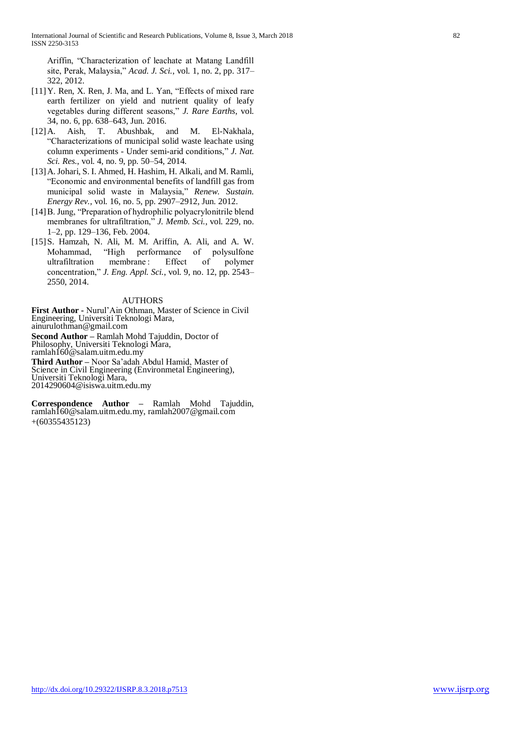Ariffin, "Characterization of leachate at Matang Landfill site, Perak, Malaysia," *Acad. J. Sci.*, vol. 1, no. 2, pp. 317–322, 2012.

[11] Y. Ren, X. Ren, J. Ma, and L. Yan, "Effects of mixed rare earth fertilizer on yield and nutrient quality of leafy vegetables during different seasons," *J. Rare Earths*, vol. 34, no. 6, pp. 638–643, Jun. 2016.

[12] A. Aish, T. Abushbak, and M. El-Nakhala, "Characterizations of municipal solid waste leachate using column experiments - Under semi-arid conditions," *J. Nat. Sci. Res.*, vol. 4, no. 9, pp. 50–54, 2014.

[13] A. Johari, S. I. Ahmed, H. Hashim, H. Alkali, and M. Ramli, "Economic and environmental benefits of landfill gas from municipal solid waste in Malaysia," *Renew. Sustain. Energy Rev.*, vol. 16, no. 5, pp. 2907–2912, Jun. 2012.

[14] B. Jung, "Preparation of hydrophilic polyacrylonitrile blend membranes for ultrafiltration," *J. Memb. Sci.*, vol. 229, no. 1–2, pp. 129–136, Feb. 2004.

[15] S. Hamzah, N. Ali, M. M. Ariffin, A. Ali, and A. W. Mohammad, "High performance of polysulfone ultrafiltration membrane : Effect of polymer concentration," *J. Eng. Appl. Sci.*, vol. 9, no. 12, pp. 2543–2550, 2014.

## AUTHORS

**First Author -** Nurul'Ain Othman, Master of Science in Civil Engineering, Universiti Teknologi Mara, ainurulothman@gmail.com

**Second Author –** Ramlah Mohd Tajuddin, Doctor of Philosophy, Universiti Teknologi Mara, ramlah160@salam.uitm.edu.my

**Third Author –** Noor Sa'adah Abdul Hamid, Master of Science in Civil Engineering (Environmetal Engineering), Universiti Teknologi Mara, 2014290604@isiswa.uitm.edu.my

**Correspondence Author –** Ramlah Mohd Tajuddin, ramlah160@salam.uitm.edu.my, ramlah2007@gmail.com +(60355435123)